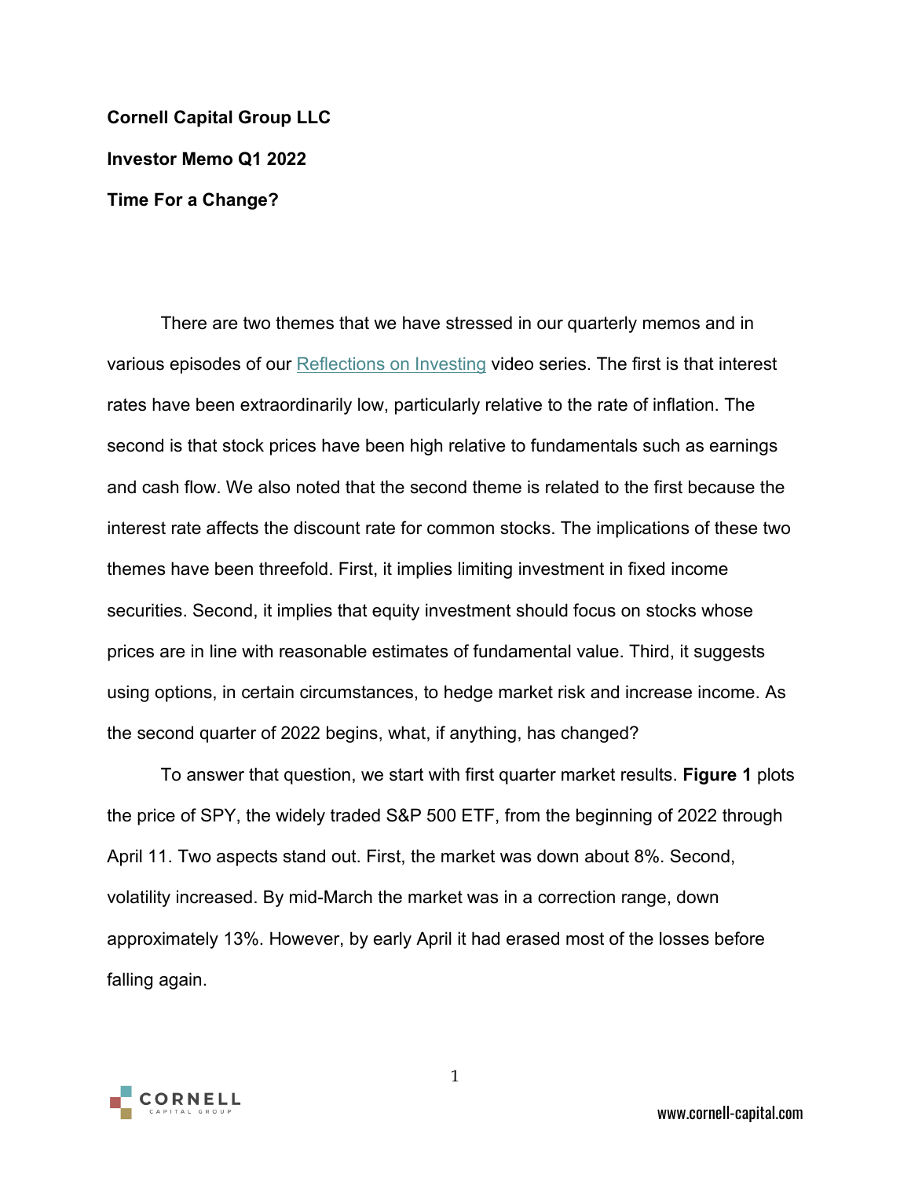**Cornell Capital Group LLC**

**Investor Memo Q1 2022**

**Time For a Change?**

There are two themes that we have stressed in our quarterly memos and in various episodes of our Reflections on Investing video series. The first is that interest rates have been extraordinarily low, particularly relative to the rate of inflation. The second is that stock prices have been high relative to fundamentals such as earnings and cash flow. We also noted that the second theme is related to the first because the interest rate affects the discount rate for common stocks. The implications of these two themes have been threefold. First, it implies limiting investment in fixed income securities. Second, it implies that equity investment should focus on stocks whose prices are in line with reasonable estimates of fundamental value. Third, it suggests using options, in certain circumstances, to hedge market risk and increase income. As the second quarter of 2022 begins, what, if anything, has changed?

To answer that question, we start with first quarter market results. **Figure 1** plots the price of SPY, the widely traded S&P 500 ETF, from the beginning of 2022 through April 11. Two aspects stand out. First, the market was down about 8%. Second, volatility increased. By mid-March the market was in a correction range, down approximately 13%. However, by early April it had erased most of the losses before falling again.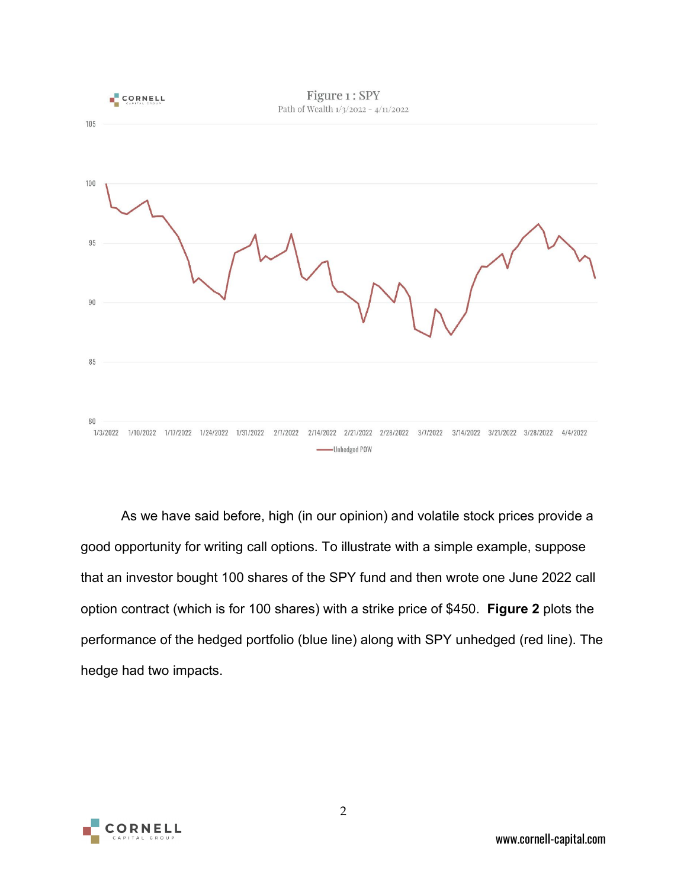Figure 1 : SPY

Path of Wealth 1/3/2022 – 4/11/2022

As we have said before, high (in our opinion) and volatile stock prices provide a good opportunity for writing call options. To illustrate with a simple example, suppose that an investor bought 100 shares of the SPY fund and then wrote one June 2022 call option contract (which is for 100 shares) with a strike price of $450. **Figure 2** plots the performance of the hedged portfolio (blue line) along with SPY unhedged (red line). The hedge had two impacts.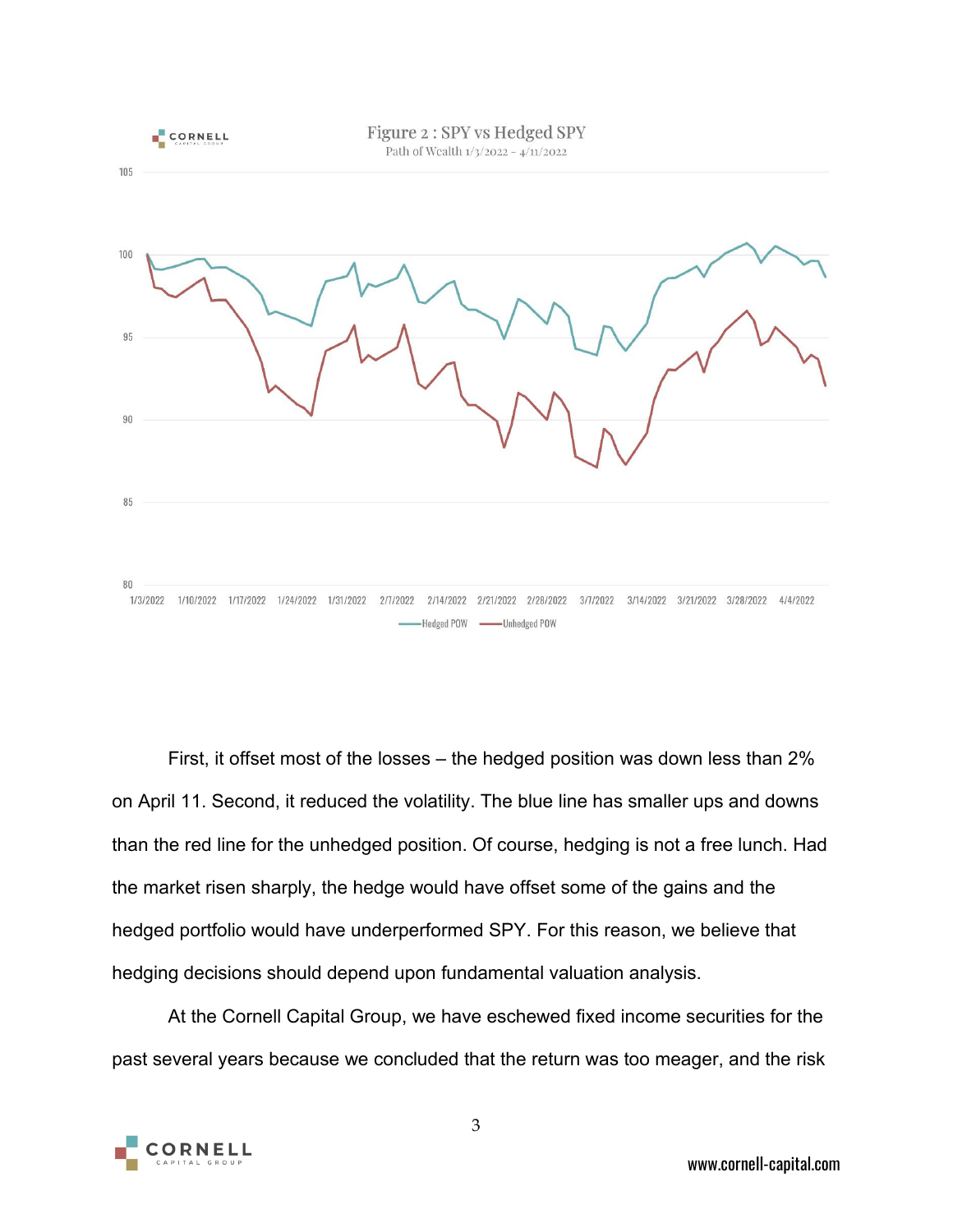Figure 2 : SPY vs Hedged SPY

Path of Wealth 1/3/2022 – 4/11/2022

First, it offset most of the losses – the hedged position was down less than 2% on April 11. Second, it reduced the volatility. The blue line has smaller ups and downs than the red line for the unhedged position. Of course, hedging is not a free lunch. Had the market risen sharply, the hedge would have offset some of the gains and the hedged portfolio would have underperformed SPY. For this reason, we believe that hedging decisions should depend upon fundamental valuation analysis.

At the Cornell Capital Group, we have eschewed fixed income securities for the past several years because we concluded that the return was too meager, and the risk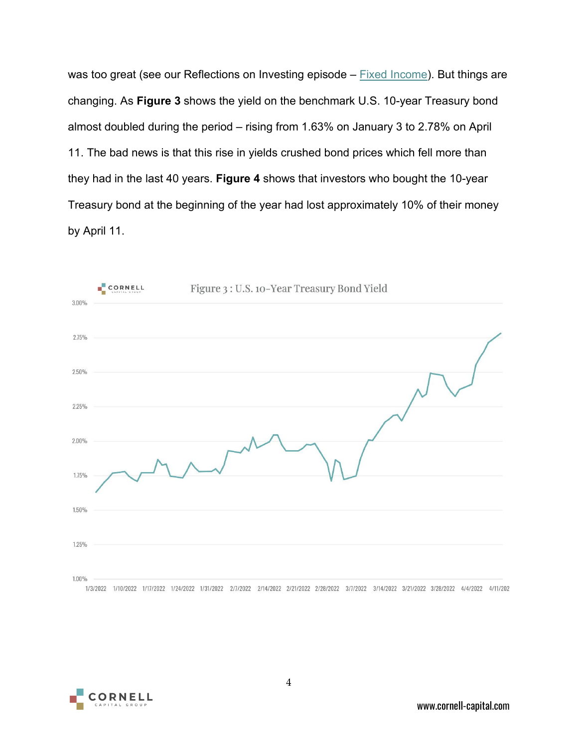was too great (see our Reflections on Investing episode – Fixed Income). But things are changing. As **Figure 3** shows the yield on the benchmark U.S. 10-year Treasury bond almost doubled during the period – rising from 1.63% on January 3 to 2.78% on April 11. The bad news is that this rise in yields crushed bond prices which fell more than they had in the last 40 years. **Figure 4** shows that investors who bought the 10-year Treasury bond at the beginning of the year had lost approximately 10% of their money by April 11.

Figure 3 : U.S. 10-Year Treasury Bond Yield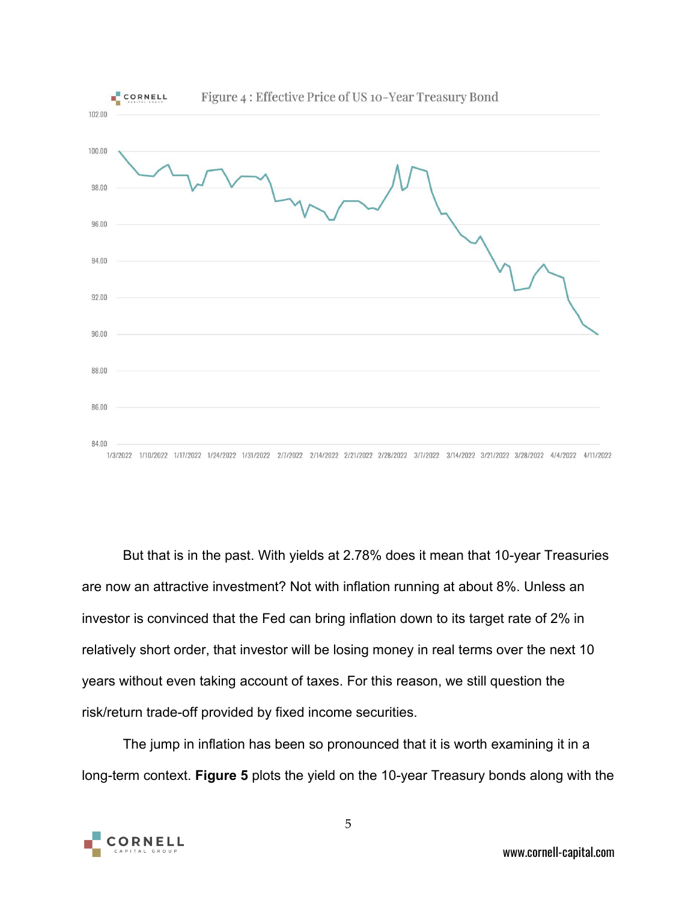Figure 4 : Effective Price of US 10-Year Treasury Bond

But that is in the past. With yields at 2.78% does it mean that 10-year Treasuries are now an attractive investment? Not with inflation running at about 8%. Unless an investor is convinced that the Fed can bring inflation down to its target rate of 2% in relatively short order, that investor will be losing money in real terms over the next 10 years without even taking account of taxes. For this reason, we still question the risk/return trade-off provided by fixed income securities.

The jump in inflation has been so pronounced that it is worth examining it in a long-term context. **Figure 5** plots the yield on the 10-year Treasury bonds along with the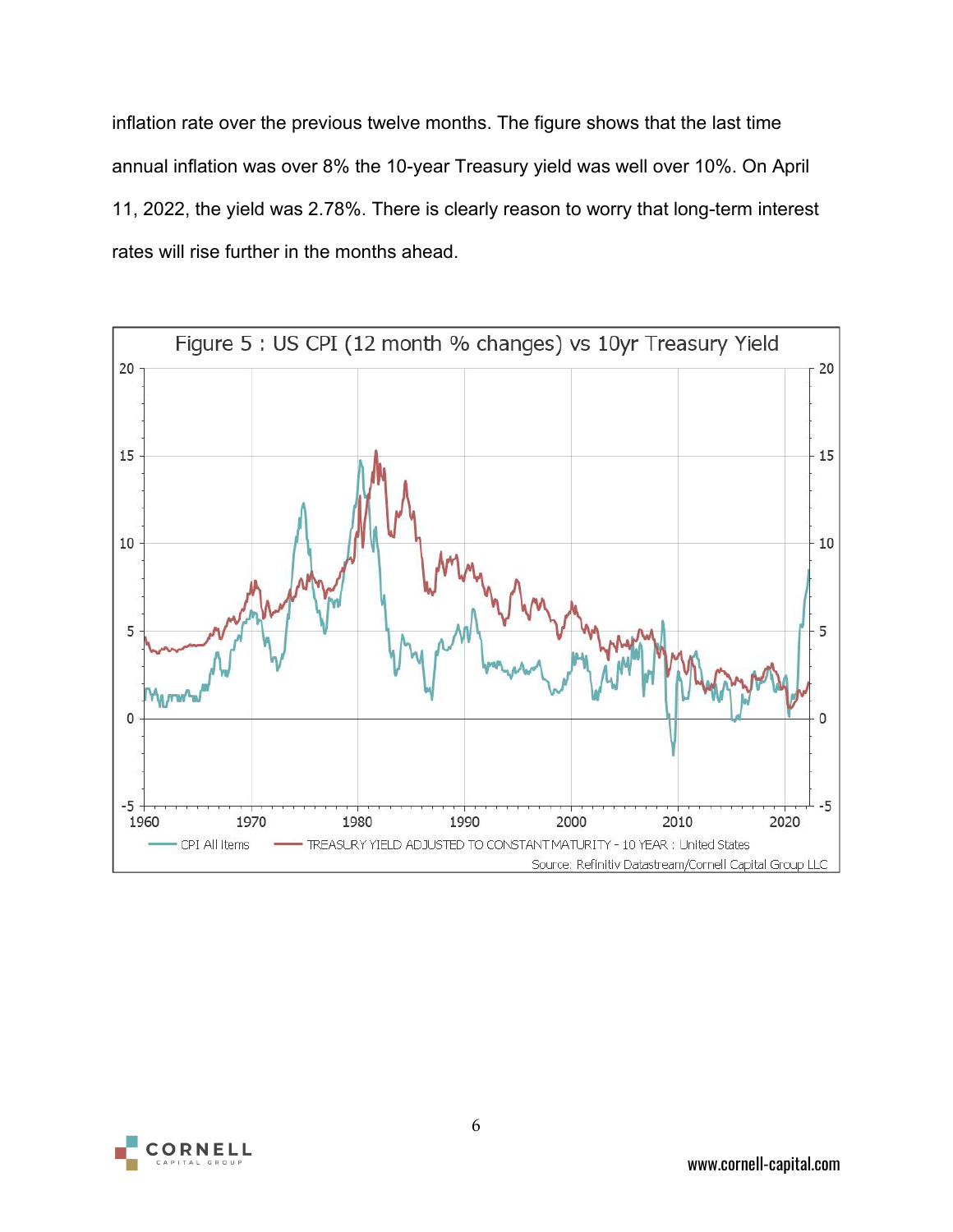inflation rate over the previous twelve months. The figure shows that the last time annual inflation was over 8% the 10-year Treasury yield was well over 10%. On April 11, 2022, the yield was 2.78%. There is clearly reason to worry that long-term interest rates will rise further in the months ahead.

Figure 5 : US CPI (12 month % changes) vs 10yr Treasury Yield

Source: Refinitiv Datastream/Cornell Capital Group LLC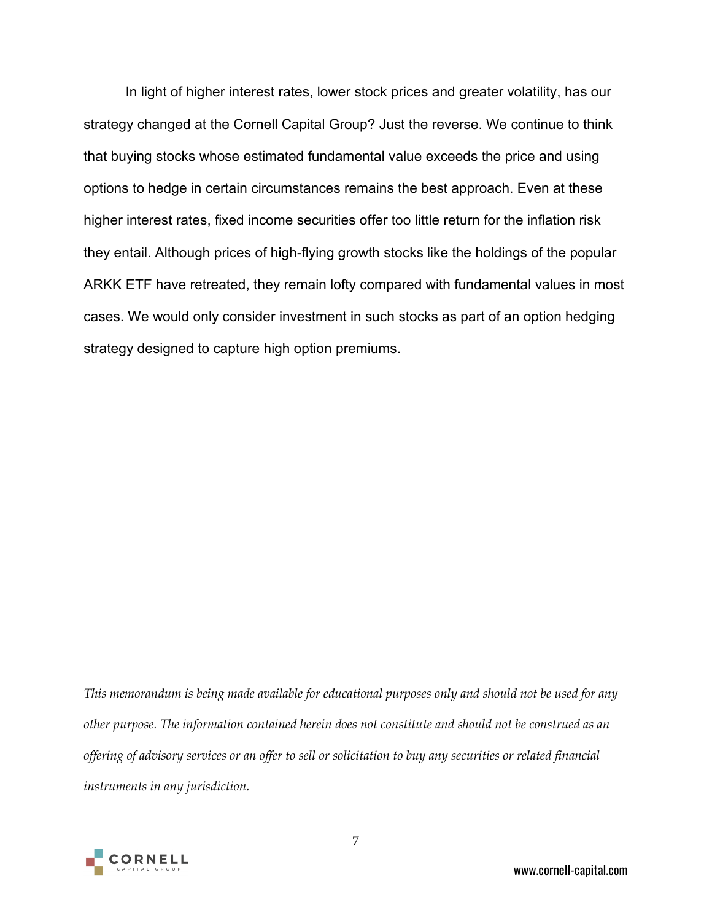In light of higher interest rates, lower stock prices and greater volatility, has our strategy changed at the Cornell Capital Group? Just the reverse. We continue to think that buying stocks whose estimated fundamental value exceeds the price and using options to hedge in certain circumstances remains the best approach. Even at these higher interest rates, fixed income securities offer too little return for the inflation risk they entail. Although prices of high-flying growth stocks like the holdings of the popular ARKK ETF have retreated, they remain lofty compared with fundamental values in most cases. We would only consider investment in such stocks as part of an option hedging strategy designed to capture high option premiums.

*This memorandum is being made available for educational purposes only and should not be used for any other purpose. The information contained herein does not constitute and should not be construed as an offering of advisory services or an offer to sell or solicitation to buy any securities or related financial instruments in any jurisdiction.*